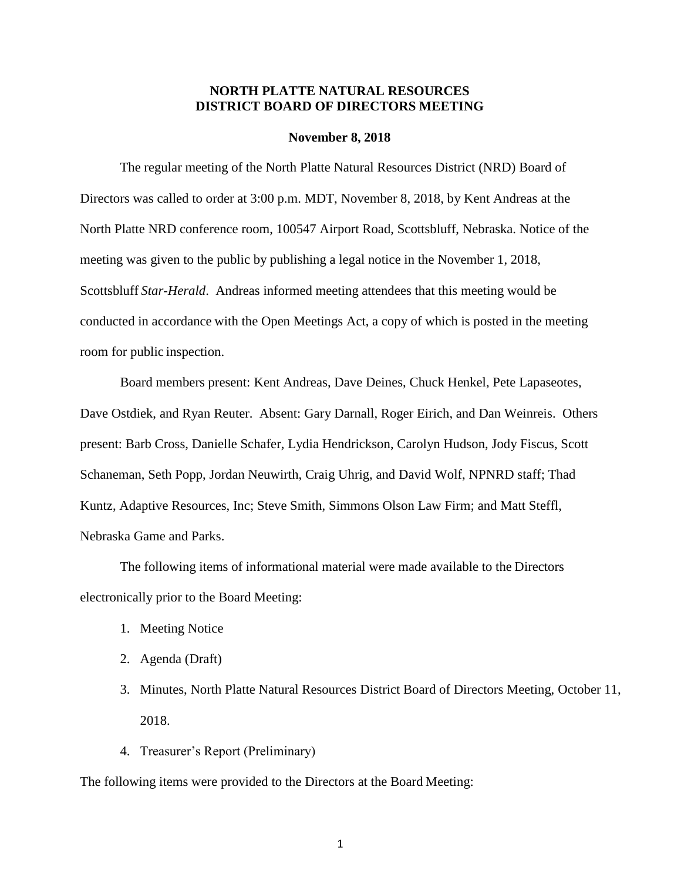# NORTH PLATTE NATURAL RESOURCES DISTRICT BOARD OF DIRECTORS MEETING

**November 8, 2018**

The regular meeting of the North Platte Natural Resources District (NRD) Board of Directors was called to order at 3:00 p.m. MDT, November 8, 2018, by Kent Andreas at the North Platte NRD conference room, 100547 Airport Road, Scottsbluff, Nebraska. Notice of the meeting was given to the public by publishing a legal notice in the November 1, 2018, Scottsbluff *Star-Herald*. Andreas informed meeting attendees that this meeting would be conducted in accordance with the Open Meetings Act, a copy of which is posted in the meeting room for public inspection.

Board members present: Kent Andreas, Dave Deines, Chuck Henkel, Pete Lapaseotes, Dave Ostdiek, and Ryan Reuter. Absent: Gary Darnall, Roger Eirich, and Dan Weinreis. Others present: Barb Cross, Danielle Schafer, Lydia Hendrickson, Carolyn Hudson, Jody Fiscus, Scott Schaneman, Seth Popp, Jordan Neuwirth, Craig Uhrig, and David Wolf, NPNRD staff; Thad Kuntz, Adaptive Resources, Inc; Steve Smith, Simmons Olson Law Firm; and Matt Steffl, Nebraska Game and Parks.

The following items of informational material were made available to the Directors electronically prior to the Board Meeting:

1. Meeting Notice
2. Agenda (Draft)
3. Minutes, North Platte Natural Resources District Board of Directors Meeting, October 11, 2018.
4. Treasurer's Report (Preliminary)

The following items were provided to the Directors at the Board Meeting: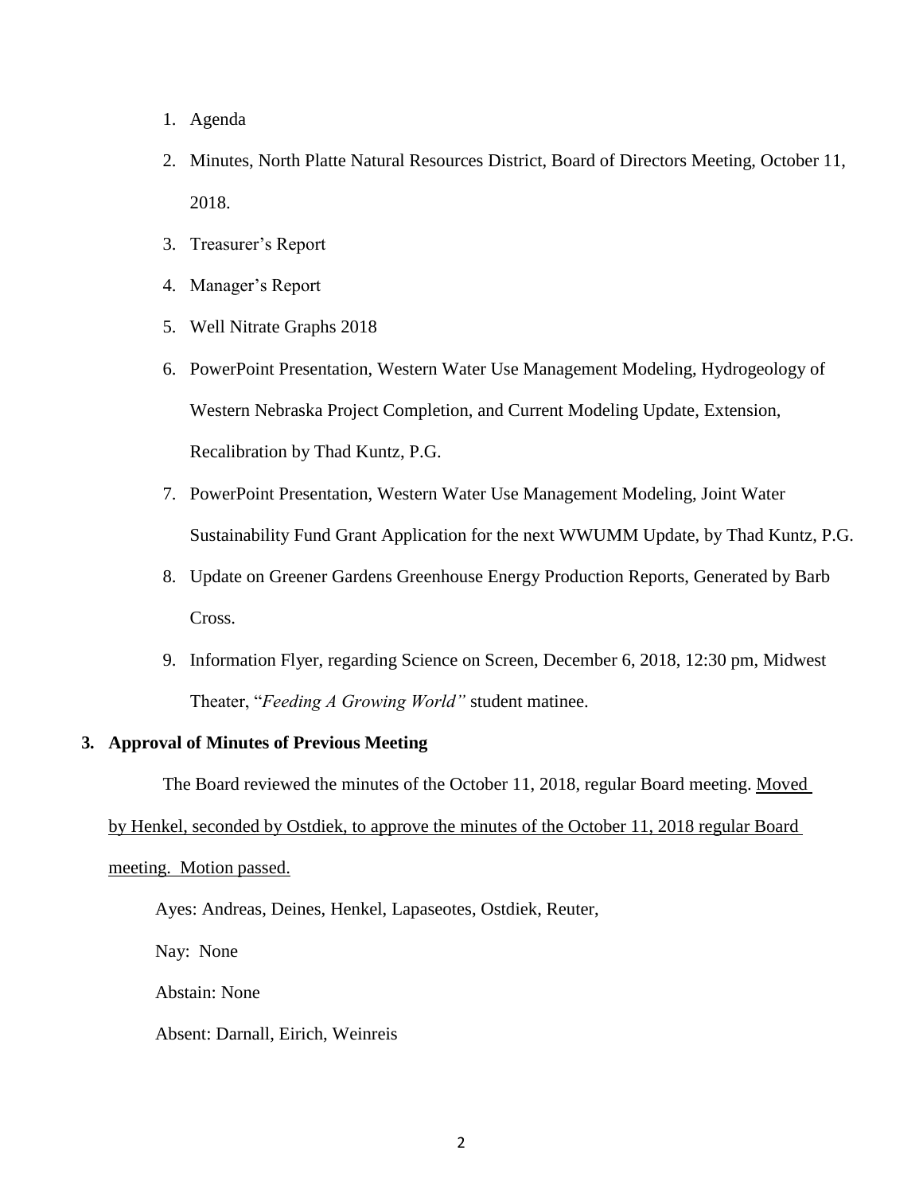1. Agenda
2. Minutes, North Platte Natural Resources District, Board of Directors Meeting, October 11, 2018.
3. Treasurer's Report
4. Manager's Report
5. Well Nitrate Graphs 2018
6. PowerPoint Presentation, Western Water Use Management Modeling, Hydrogeology of Western Nebraska Project Completion, and Current Modeling Update, Extension, Recalibration by Thad Kuntz, P.G.
7. PowerPoint Presentation, Western Water Use Management Modeling, Joint Water Sustainability Fund Grant Application for the next WWUMM Update, by Thad Kuntz, P.G.
8. Update on Greener Gardens Greenhouse Energy Production Reports, Generated by Barb Cross.
9. Information Flyer, regarding Science on Screen, December 6, 2018, 12:30 pm, Midwest Theater, "*Feeding A Growing World"* student matinee.

**3. Approval of Minutes of Previous Meeting**

The Board reviewed the minutes of the October 11, 2018, regular Board meeting. Moved by Henkel, seconded by Ostdiek, to approve the minutes of the October 11, 2018 regular Board meeting. Motion passed.

Ayes: Andreas, Deines, Henkel, Lapaseotes, Ostdiek, Reuter,

Nay: None

Abstain: None

Absent: Darnall, Eirich, Weinreis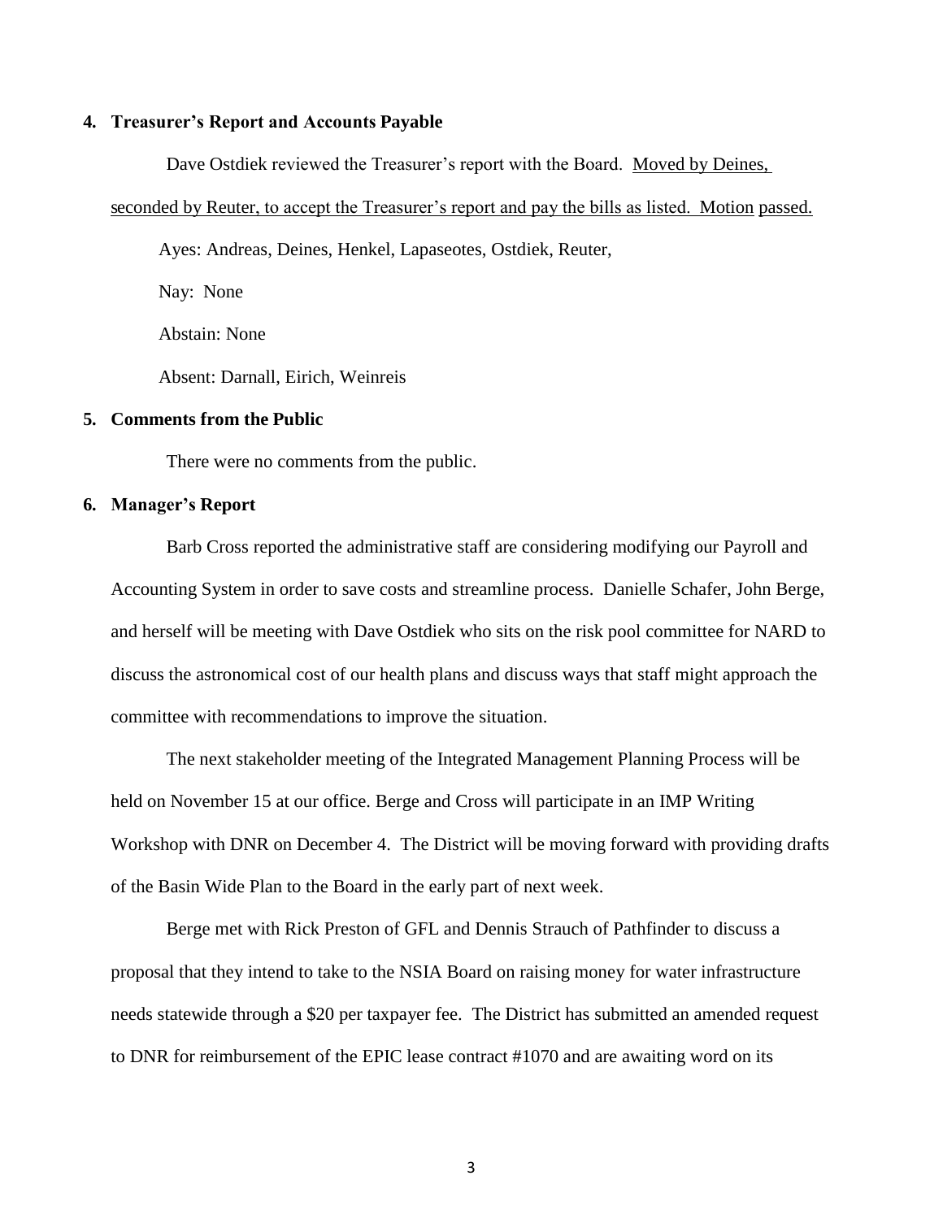**4. Treasurer's Report and Accounts Payable**

Dave Ostdiek reviewed the Treasurer's report with the Board. Moved by Deines, seconded by Reuter, to accept the Treasurer's report and pay the bills as listed. Motion passed.

Ayes: Andreas, Deines, Henkel, Lapaseotes, Ostdiek, Reuter,

Nay: None

Abstain: None

Absent: Darnall, Eirich, Weinreis

**5. Comments from the Public**

There were no comments from the public.

**6. Manager's Report**

Barb Cross reported the administrative staff are considering modifying our Payroll and Accounting System in order to save costs and streamline process. Danielle Schafer, John Berge, and herself will be meeting with Dave Ostdiek who sits on the risk pool committee for NARD to discuss the astronomical cost of our health plans and discuss ways that staff might approach the committee with recommendations to improve the situation.

The next stakeholder meeting of the Integrated Management Planning Process will be held on November 15 at our office. Berge and Cross will participate in an IMP Writing Workshop with DNR on December 4. The District will be moving forward with providing drafts of the Basin Wide Plan to the Board in the early part of next week.

Berge met with Rick Preston of GFL and Dennis Strauch of Pathfinder to discuss a proposal that they intend to take to the NSIA Board on raising money for water infrastructure needs statewide through a $20 per taxpayer fee. The District has submitted an amended request to DNR for reimbursement of the EPIC lease contract #1070 and are awaiting word on its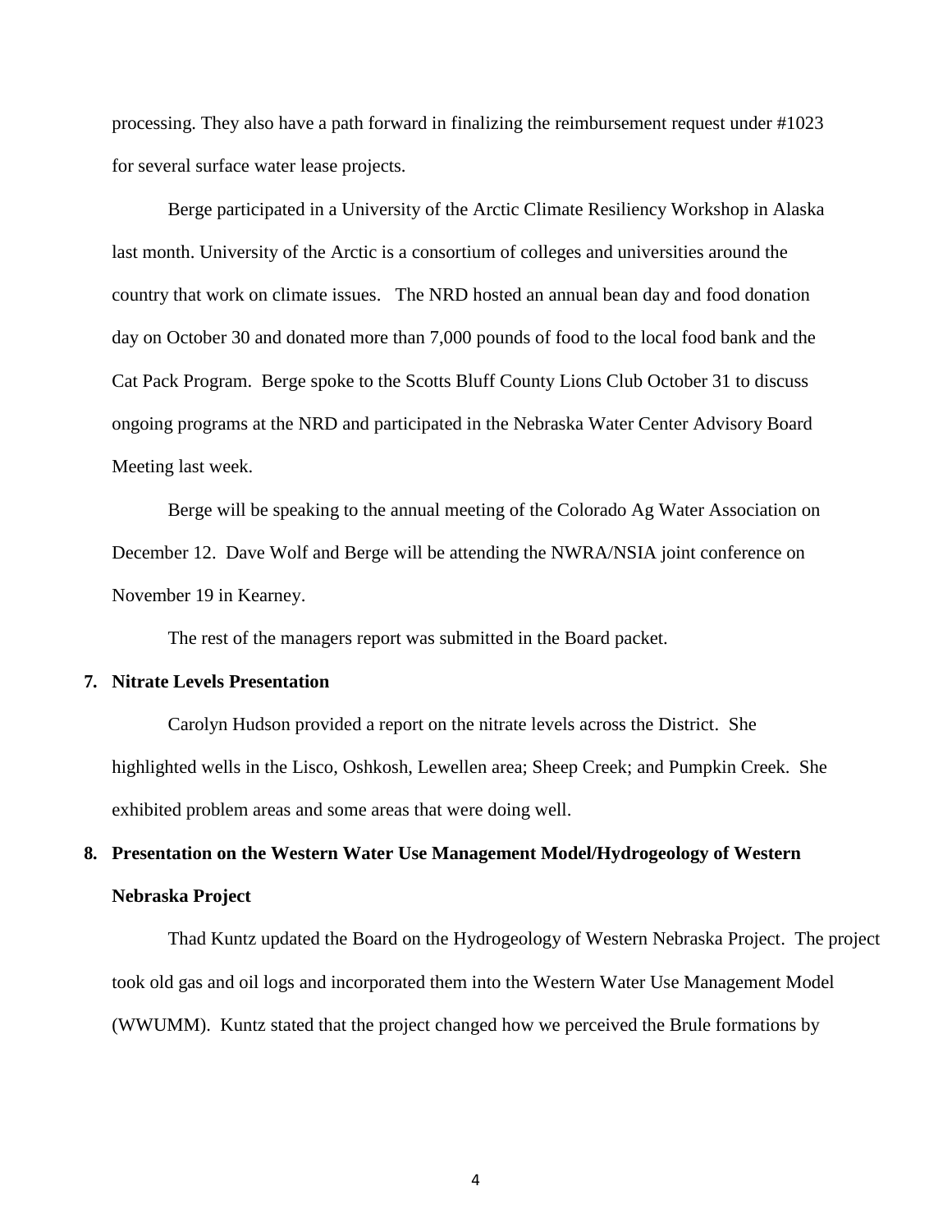processing. They also have a path forward in finalizing the reimbursement request under #1023 for several surface water lease projects.

Berge participated in a University of the Arctic Climate Resiliency Workshop in Alaska last month. University of the Arctic is a consortium of colleges and universities around the country that work on climate issues. The NRD hosted an annual bean day and food donation day on October 30 and donated more than 7,000 pounds of food to the local food bank and the Cat Pack Program. Berge spoke to the Scotts Bluff County Lions Club October 31 to discuss ongoing programs at the NRD and participated in the Nebraska Water Center Advisory Board Meeting last week.

Berge will be speaking to the annual meeting of the Colorado Ag Water Association on December 12. Dave Wolf and Berge will be attending the NWRA/NSIA joint conference on November 19 in Kearney.

The rest of the managers report was submitted in the Board packet.

**7. Nitrate Levels Presentation**

Carolyn Hudson provided a report on the nitrate levels across the District. She highlighted wells in the Lisco, Oshkosh, Lewellen area; Sheep Creek; and Pumpkin Creek. She exhibited problem areas and some areas that were doing well.

**8. Presentation on the Western Water Use Management Model/Hydrogeology of Western Nebraska Project**

Thad Kuntz updated the Board on the Hydrogeology of Western Nebraska Project. The project took old gas and oil logs and incorporated them into the Western Water Use Management Model (WWUMM). Kuntz stated that the project changed how we perceived the Brule formations by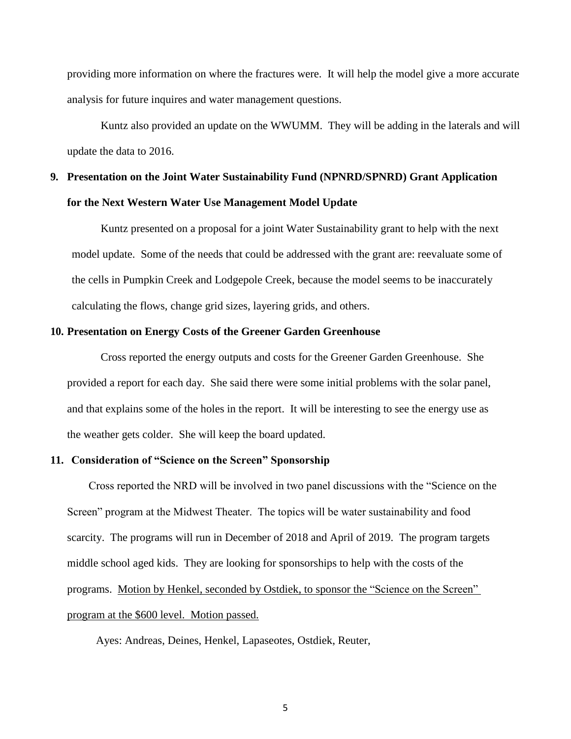providing more information on where the fractures were. It will help the model give a more accurate analysis for future inquires and water management questions.

Kuntz also provided an update on the WWUMM. They will be adding in the laterals and will update the data to 2016.

**9. Presentation on the Joint Water Sustainability Fund (NPNRD/SPNRD) Grant Application for the Next Western Water Use Management Model Update**

Kuntz presented on a proposal for a joint Water Sustainability grant to help with the next model update. Some of the needs that could be addressed with the grant are: reevaluate some of the cells in Pumpkin Creek and Lodgepole Creek, because the model seems to be inaccurately calculating the flows, change grid sizes, layering grids, and others.

**10. Presentation on Energy Costs of the Greener Garden Greenhouse**

Cross reported the energy outputs and costs for the Greener Garden Greenhouse. She provided a report for each day. She said there were some initial problems with the solar panel, and that explains some of the holes in the report. It will be interesting to see the energy use as the weather gets colder. She will keep the board updated.

**11. Consideration of "Science on the Screen" Sponsorship**

Cross reported the NRD will be involved in two panel discussions with the "Science on the Screen" program at the Midwest Theater. The topics will be water sustainability and food scarcity. The programs will run in December of 2018 and April of 2019. The program targets middle school aged kids. They are looking for sponsorships to help with the costs of the programs. <u>Motion by Henkel, seconded by Ostdiek, to sponsor the "Science on the Screen" program at the $600 level. Motion passed.</u>

Ayes: Andreas, Deines, Henkel, Lapaseotes, Ostdiek, Reuter,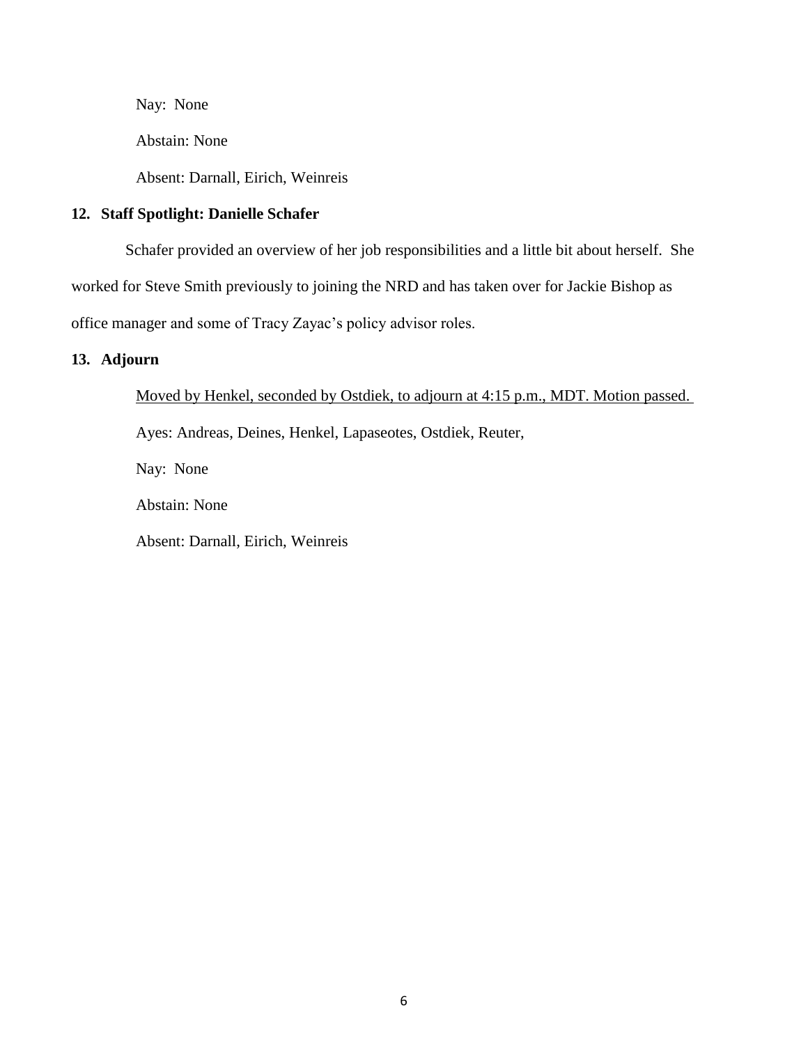Nay: None

Abstain: None

Absent: Darnall, Eirich, Weinreis

**12. Staff Spotlight: Danielle Schafer**

Schafer provided an overview of her job responsibilities and a little bit about herself. She worked for Steve Smith previously to joining the NRD and has taken over for Jackie Bishop as office manager and some of Tracy Zayac's policy advisor roles.

**13. Adjourn**

<u>Moved by Henkel, seconded by Ostdiek, to adjourn at 4:15 p.m., MDT. Motion passed.</u>

Ayes: Andreas, Deines, Henkel, Lapaseotes, Ostdiek, Reuter,

Nay: None

Abstain: None

Absent: Darnall, Eirich, Weinreis